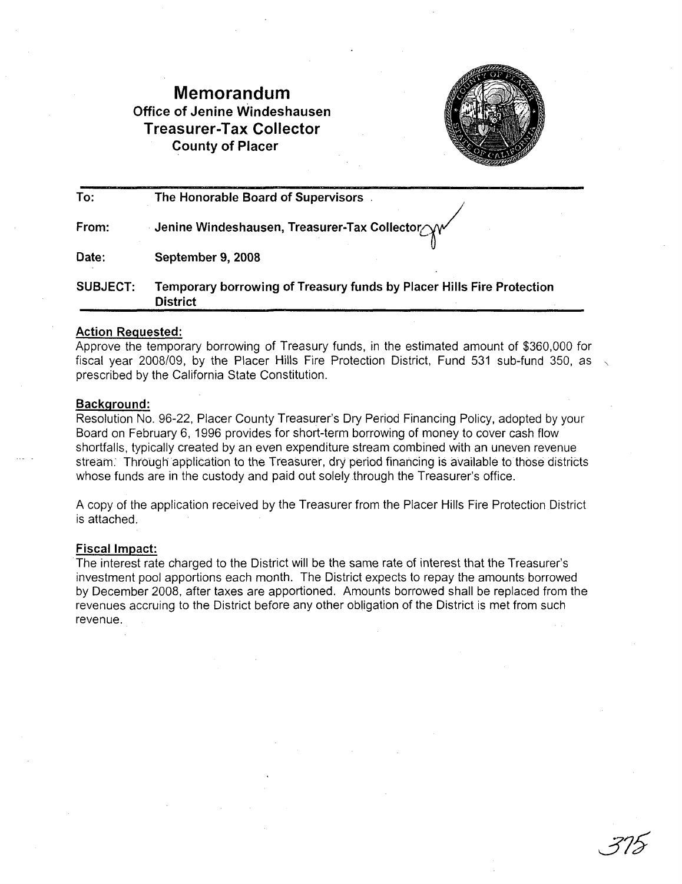# Memorandum

## Office of Jenine Windeshausen
## Treasurer-Tax Collector
### County of Placer

| | |
|---|---|
| To: | The Honorable Board of Supervisors |
| From: | Jenine Windeshausen, Treasurer-Tax Collector |
| Date: | September 9, 2008 |
| SUBJECT: | Temporary borrowing of Treasury funds by Placer Hills Fire Protection District |

**Action Requested:**

Approve the temporary borrowing of Treasury funds, in the estimated amount of $360,000 for fiscal year 2008/09, by the Placer Hills Fire Protection District, Fund 531 sub-fund 350, as prescribed by the California State Constitution.

**Background:**

Resolution No. 96-22, Placer County Treasurer's Dry Period Financing Policy, adopted by your Board on February 6, 1996 provides for short-term borrowing of money to cover cash flow shortfalls, typically created by an even expenditure stream combined with an uneven revenue stream. Through application to the Treasurer, dry period financing is available to those districts whose funds are in the custody and paid out solely through the Treasurer's office.

A copy of the application received by the Treasurer from the Placer Hills Fire Protection District is attached.

**Fiscal Impact:**

The interest rate charged to the District will be the same rate of interest that the Treasurer's investment pool apportions each month. The District expects to repay the amounts borrowed by December 2008, after taxes are apportioned. Amounts borrowed shall be replaced from the revenues accruing to the District before any other obligation of the District is met from such revenue.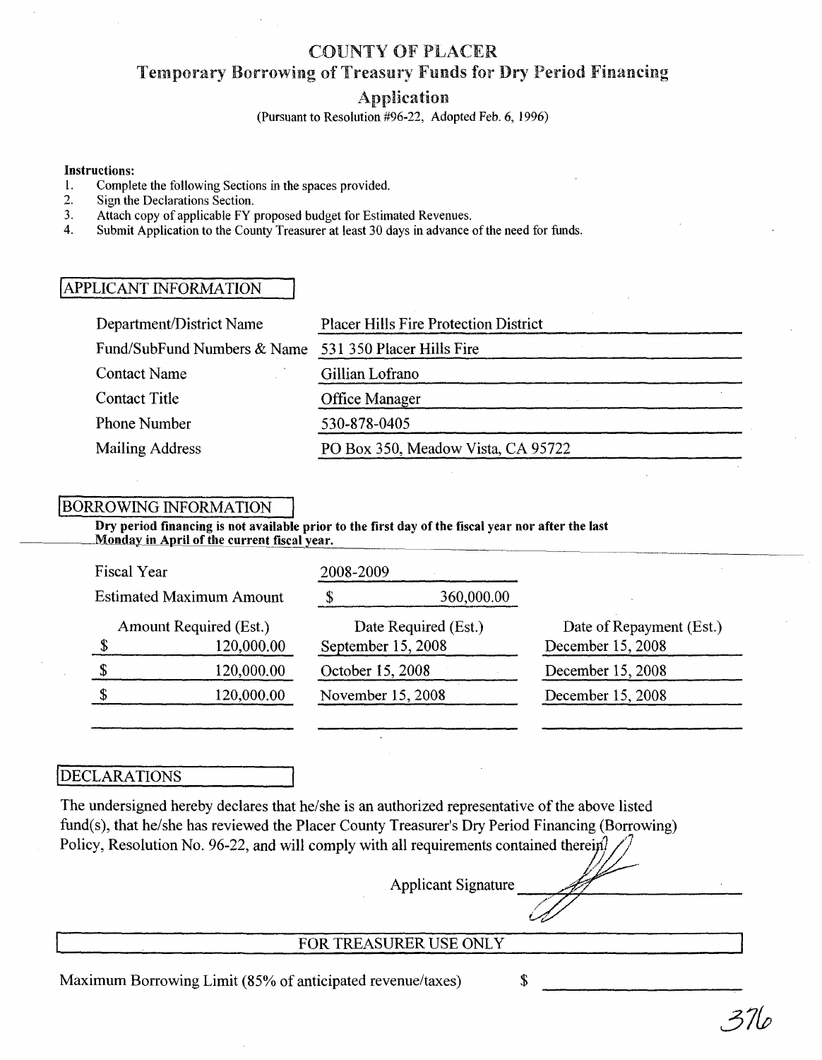# COUNTY OF PLACER

## Temporary Borrowing of Treasury Funds for Dry Period Financing

## Application

(Pursuant to Resolution #96-22, Adopted Feb. 6, 1996)

**Instructions:**

1. Complete the following Sections in the spaces provided.
2. Sign the Declarations Section.
3. Attach copy of applicable FY proposed budget for Estimated Revenues.
4. Submit Application to the County Treasurer at least 30 days in advance of the need for funds.

### APPLICANT INFORMATION

| | |
|---|---|
| Department/District Name | Placer Hills Fire Protection District |
| Fund/SubFund Numbers & Name | 531 350 Placer Hills Fire |
| Contact Name | Gillian Lofrano |
| Contact Title | Office Manager |
| Phone Number | 530-878-0405 |
| Mailing Address | PO Box 350, Meadow Vista, CA 95722 |

### BORROWING INFORMATION

**Dry period financing is not available prior to the first day of the fiscal year nor after the last Monday in April of the current fiscal year.**

| | |
|---|---|
| Fiscal Year | 2008-2009 |
| Estimated Maximum Amount | $ 360,000.00 |

| Amount Required (Est.) | Date Required (Est.) | Date of Repayment (Est.) |
|---|---|---|
| $ 120,000.00 | September 15, 2008 | December 15, 2008 |
| $ 120,000.00 | October 15, 2008 | December 15, 2008 |
| $ 120,000.00 | November 15, 2008 | December 15, 2008 |
| | | |

### DECLARATIONS

The undersigned hereby declares that he/she is an authorized representative of the above listed fund(s), that he/she has reviewed the Placer County Treasurer's Dry Period Financing (Borrowing) Policy, Resolution No. 96-22, and will comply with all requirements contained therein.

Applicant Signature ______________________

### FOR TREASURER USE ONLY

Maximum Borrowing Limit (85% of anticipated revenue/taxes) $ ______________